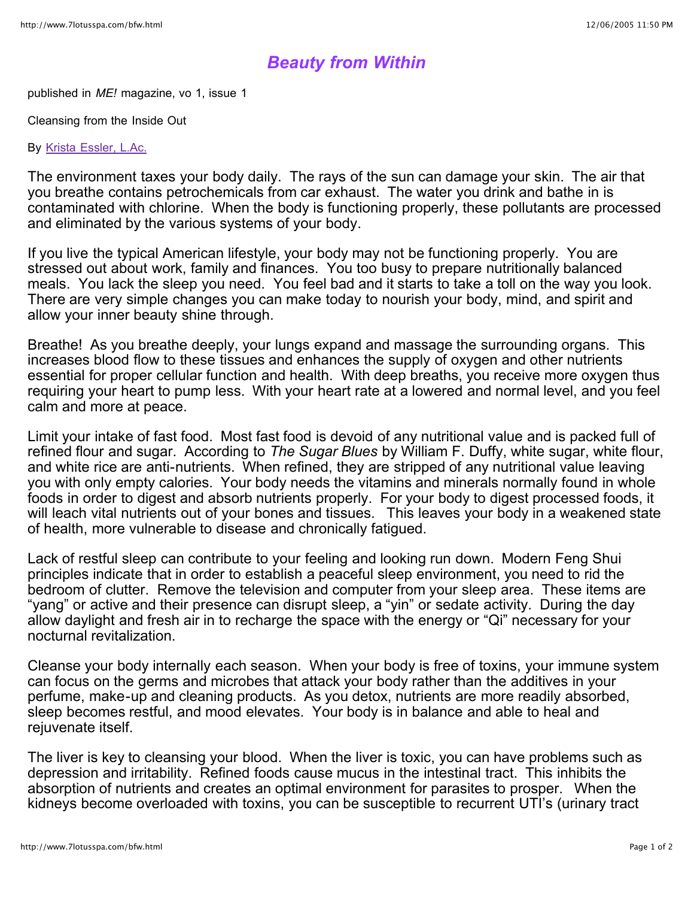# *Beauty from Within*

published in *ME!* magazine, vo 1, issue 1

Cleansing from the Inside Out

By Krista Essler, L.Ac.

The environment taxes your body daily. The rays of the sun can damage your skin. The air that you breathe contains petrochemicals from car exhaust. The water you drink and bathe in is contaminated with chlorine. When the body is functioning properly, these pollutants are processed and eliminated by the various systems of your body.

If you live the typical American lifestyle, your body may not be functioning properly. You are stressed out about work, family and finances. You too busy to prepare nutritionally balanced meals. You lack the sleep you need. You feel bad and it starts to take a toll on the way you look. There are very simple changes you can make today to nourish your body, mind, and spirit and allow your inner beauty shine through.

Breathe! As you breathe deeply, your lungs expand and massage the surrounding organs. This increases blood flow to these tissues and enhances the supply of oxygen and other nutrients essential for proper cellular function and health. With deep breaths, you receive more oxygen thus requiring your heart to pump less. With your heart rate at a lowered and normal level, and you feel calm and more at peace.

Limit your intake of fast food. Most fast food is devoid of any nutritional value and is packed full of refined flour and sugar. According to *The Sugar Blues* by William F. Duffy, white sugar, white flour, and white rice are anti-nutrients. When refined, they are stripped of any nutritional value leaving you with only empty calories. Your body needs the vitamins and minerals normally found in whole foods in order to digest and absorb nutrients properly. For your body to digest processed foods, it will leach vital nutrients out of your bones and tissues. This leaves your body in a weakened state of health, more vulnerable to disease and chronically fatigued.

Lack of restful sleep can contribute to your feeling and looking run down. Modern Feng Shui principles indicate that in order to establish a peaceful sleep environment, you need to rid the bedroom of clutter. Remove the television and computer from your sleep area. These items are "yang" or active and their presence can disrupt sleep, a "yin" or sedate activity. During the day allow daylight and fresh air in to recharge the space with the energy or "Qi" necessary for your nocturnal revitalization.

Cleanse your body internally each season. When your body is free of toxins, your immune system can focus on the germs and microbes that attack your body rather than the additives in your perfume, make-up and cleaning products. As you detox, nutrients are more readily absorbed, sleep becomes restful, and mood elevates. Your body is in balance and able to heal and rejuvenate itself.

The liver is key to cleansing your blood. When the liver is toxic, you can have problems such as depression and irritability. Refined foods cause mucus in the intestinal tract. This inhibits the absorption of nutrients and creates an optimal environment for parasites to prosper. When the kidneys become overloaded with toxins, you can be susceptible to recurrent UTI's (urinary tract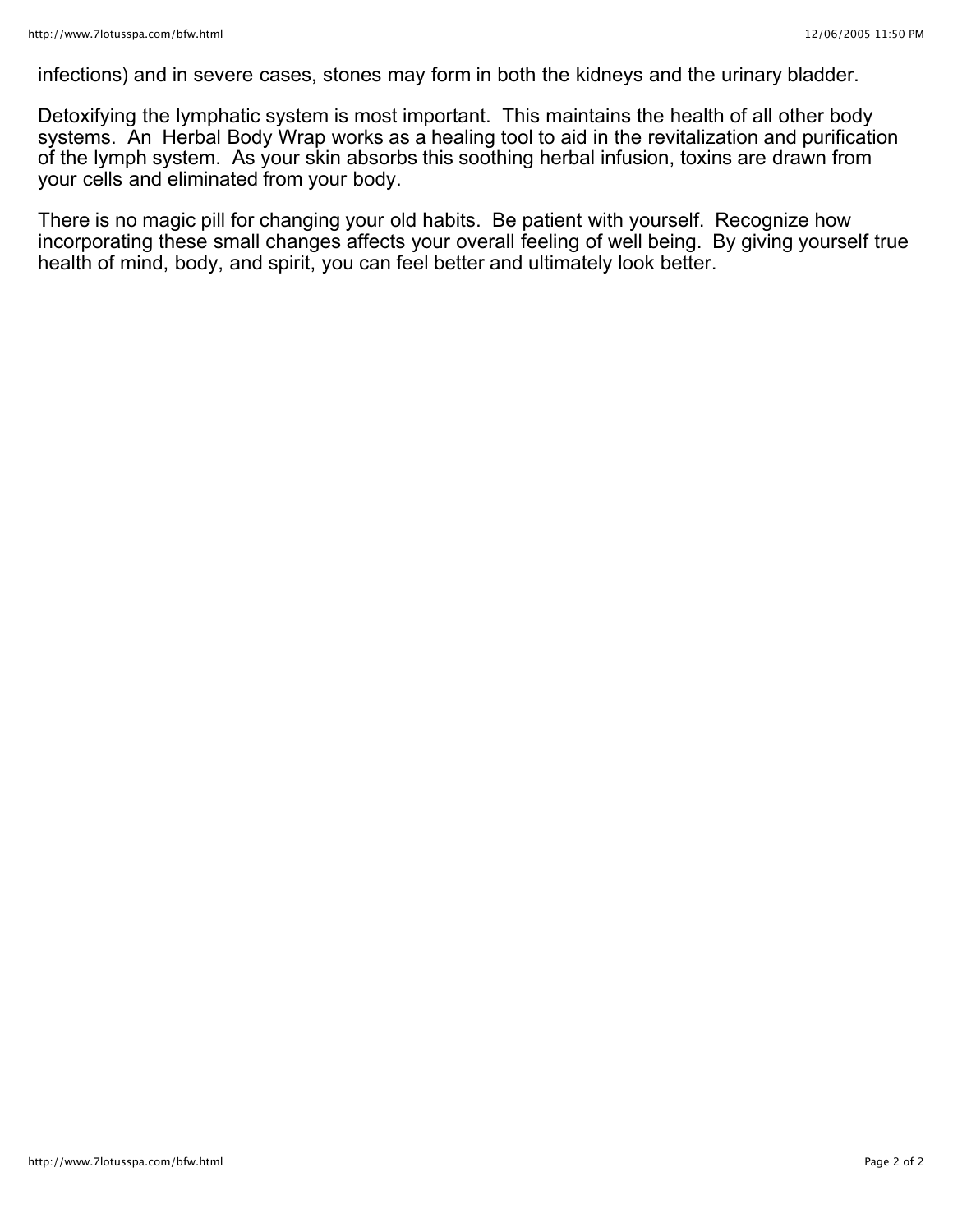infections) and in severe cases, stones may form in both the kidneys and the urinary bladder.

Detoxifying the lymphatic system is most important. This maintains the health of all other body systems. An Herbal Body Wrap works as a healing tool to aid in the revitalization and purification of the lymph system. As your skin absorbs this soothing herbal infusion, toxins are drawn from your cells and eliminated from your body.

There is no magic pill for changing your old habits. Be patient with yourself. Recognize how incorporating these small changes affects your overall feeling of well being. By giving yourself true health of mind, body, and spirit, you can feel better and ultimately look better.